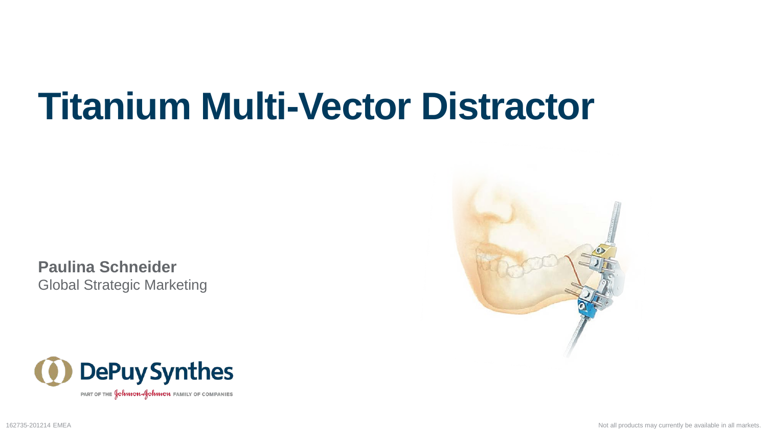# Titanium Multi-Vector Distractor

**Paulina Schneider**
Global Strategic Marketing

DePuy Synthes
PART OF THE Johnson & Johnson FAMILY OF COMPANIES

162735-201214 EMEA

Not all products may currently be available in all markets.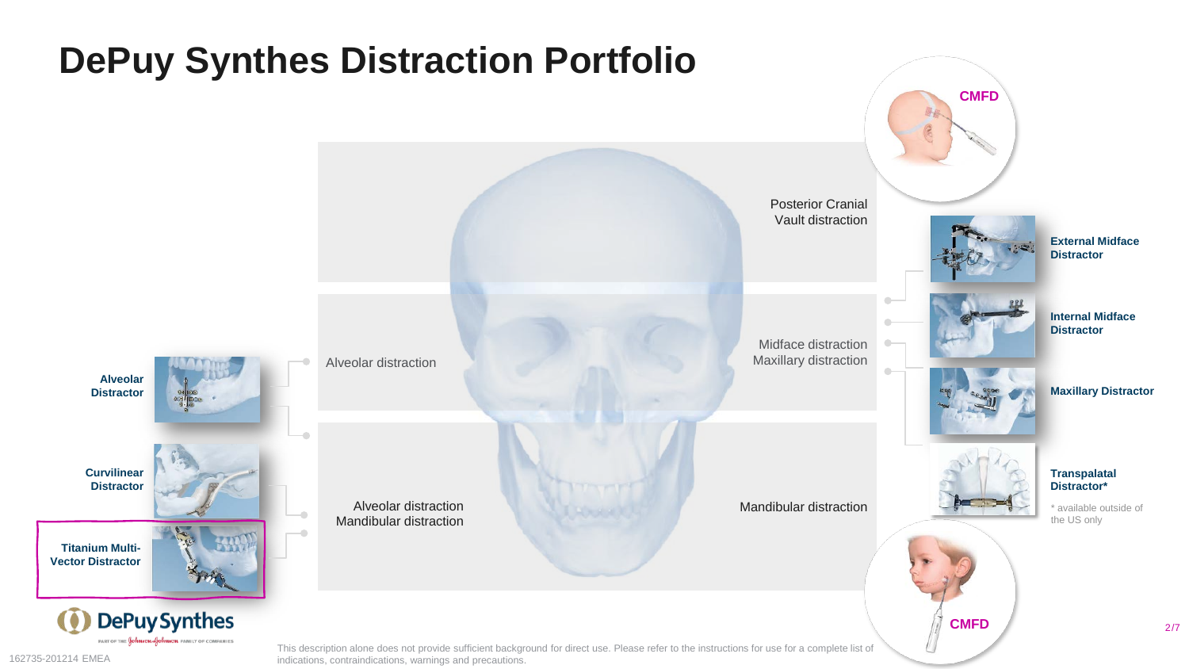# DePuy Synthes Distraction Portfolio

Posterior Cranial Vault distraction

Midface distraction
Maxillary distraction

Alveolar distraction

Alveolar distraction
Mandibular distraction

Mandibular distraction

**Alveolar Distractor**

**Curvilinear Distractor**

**Titanium Multi-Vector Distractor**

**CMFD**

**External Midface Distractor**

**Internal Midface Distractor**

**Maxillary Distractor**

**Transpalatal Distractor***

* available outside of the US only

**CMFD**

This description alone does not provide sufficient background for direct use. Please refer to the instructions for use for a complete list of indications, contraindications, warnings and precautions.

162735-201214 EMEA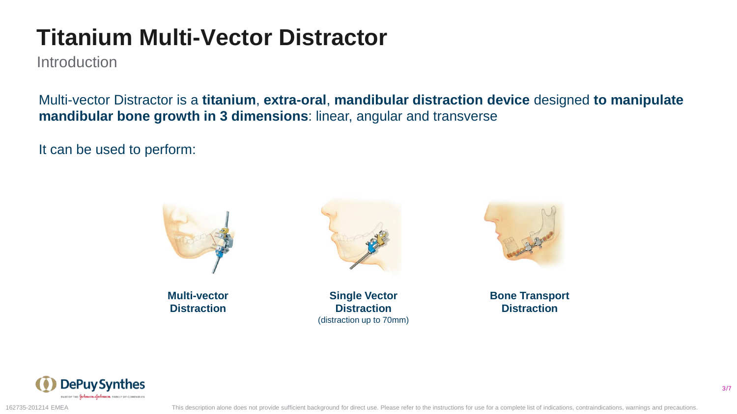# Titanium Multi-Vector Distractor

Introduction

Multi-vector Distractor is a **titanium**, **extra-oral**, **mandibular distraction device** designed **to manipulate mandibular bone growth in 3 dimensions**: linear, angular and transverse

It can be used to perform:

**Multi-vector Distraction**

**Single Vector Distraction**
(distraction up to 70mm)

**Bone Transport Distraction**

162735-201214 EMEA

This description alone does not provide sufficient background for direct use. Please refer to the instructions for use for a complete list of indications, contraindications, warnings and precautions.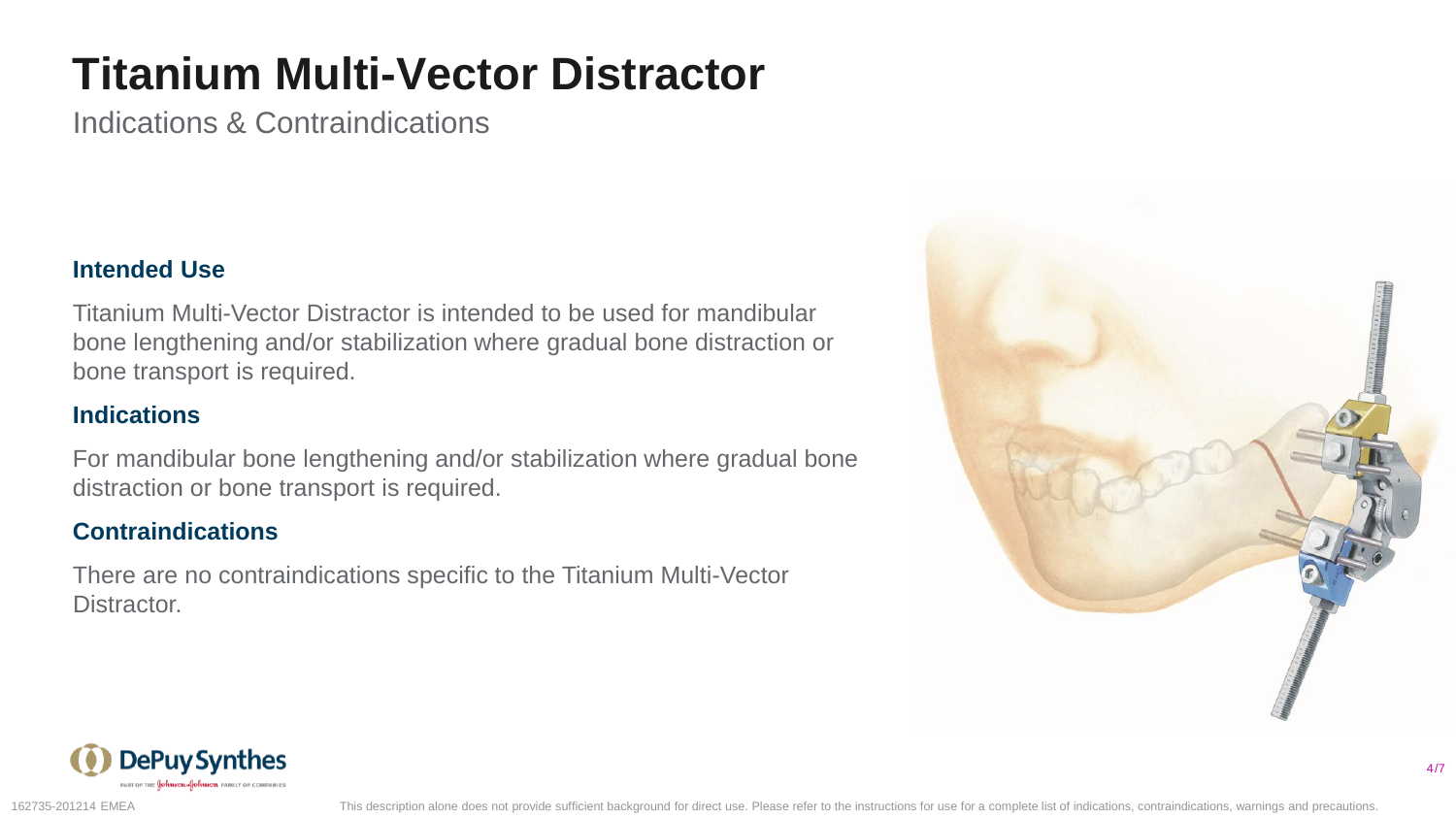# Titanium Multi-Vector Distractor

Indications & Contraindications

### Intended Use

Titanium Multi-Vector Distractor is intended to be used for mandibular bone lengthening and/or stabilization where gradual bone distraction or bone transport is required.

### Indications

For mandibular bone lengthening and/or stabilization where gradual bone distraction or bone transport is required.

### Contraindications

There are no contraindications specific to the Titanium Multi-Vector Distractor.

162735-201214 EMEA

This description alone does not provide sufficient background for direct use. Please refer to the instructions for use for a complete list of indications, contraindications, warnings and precautions.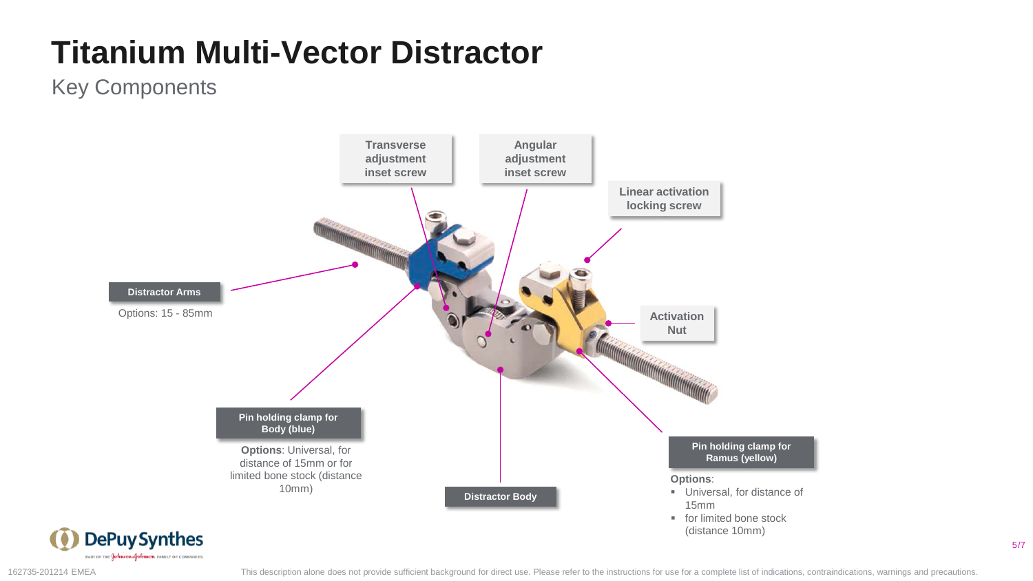# Titanium Multi-Vector Distractor

## Key Components

**Transverse adjustment inset screw**

**Angular adjustment inset screw**

**Linear activation locking screw**

**Distractor Arms**

Options: 15 - 85mm

**Activation Nut**

**Pin holding clamp for Body (blue)**

**Options**: Universal, for distance of 15mm or for limited bone stock (distance 10mm)

**Distractor Body**

**Pin holding clamp for Ramus (yellow)**

**Options**:

- Universal, for distance of 15mm
- for limited bone stock (distance 10mm)

162735-201214 EMEA

This description alone does not provide sufficient background for direct use. Please refer to the instructions for use for a complete list of indications, contraindications, warnings and precautions.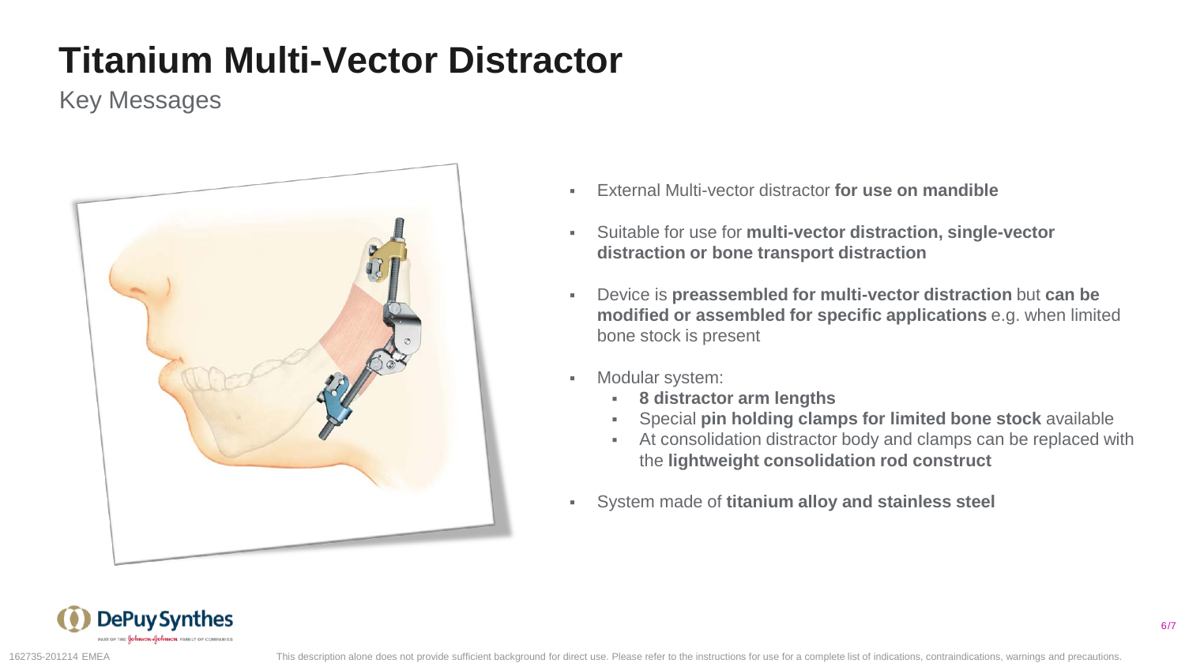# Titanium Multi-Vector Distractor

## Key Messages

- External Multi-vector distractor **for use on mandible**
- Suitable for use for **multi-vector distraction, single-vector distraction or bone transport distraction**
- Device is **preassembled for multi-vector distraction** but **can be modified or assembled for specific applications** e.g. when limited bone stock is present
- Modular system:
  - **8 distractor arm lengths**
  - Special **pin holding clamps for limited bone stock** available
  - At consolidation distractor body and clamps can be replaced with the **lightweight consolidation rod construct**
- System made of **titanium alloy and stainless steel**

162735-201214 EMEA

This description alone does not provide sufficient background for direct use. Please refer to the instructions for use for a complete list of indications, contraindications, warnings and precautions.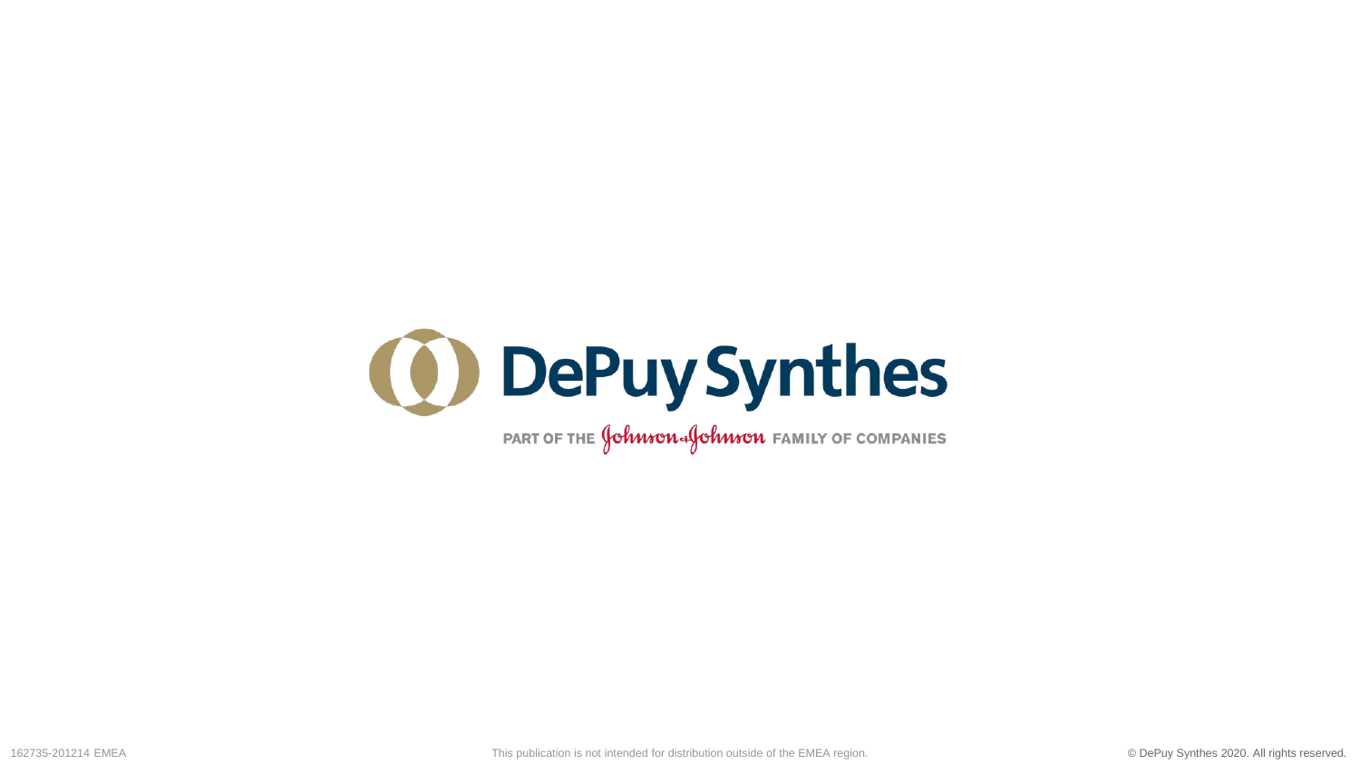DePuy Synthes

PART OF THE Johnson & Johnson FAMILY OF COMPANIES

162735-201214 EMEA

This publication is not intended for distribution outside of the EMEA region.

© DePuy Synthes 2020. All rights reserved.